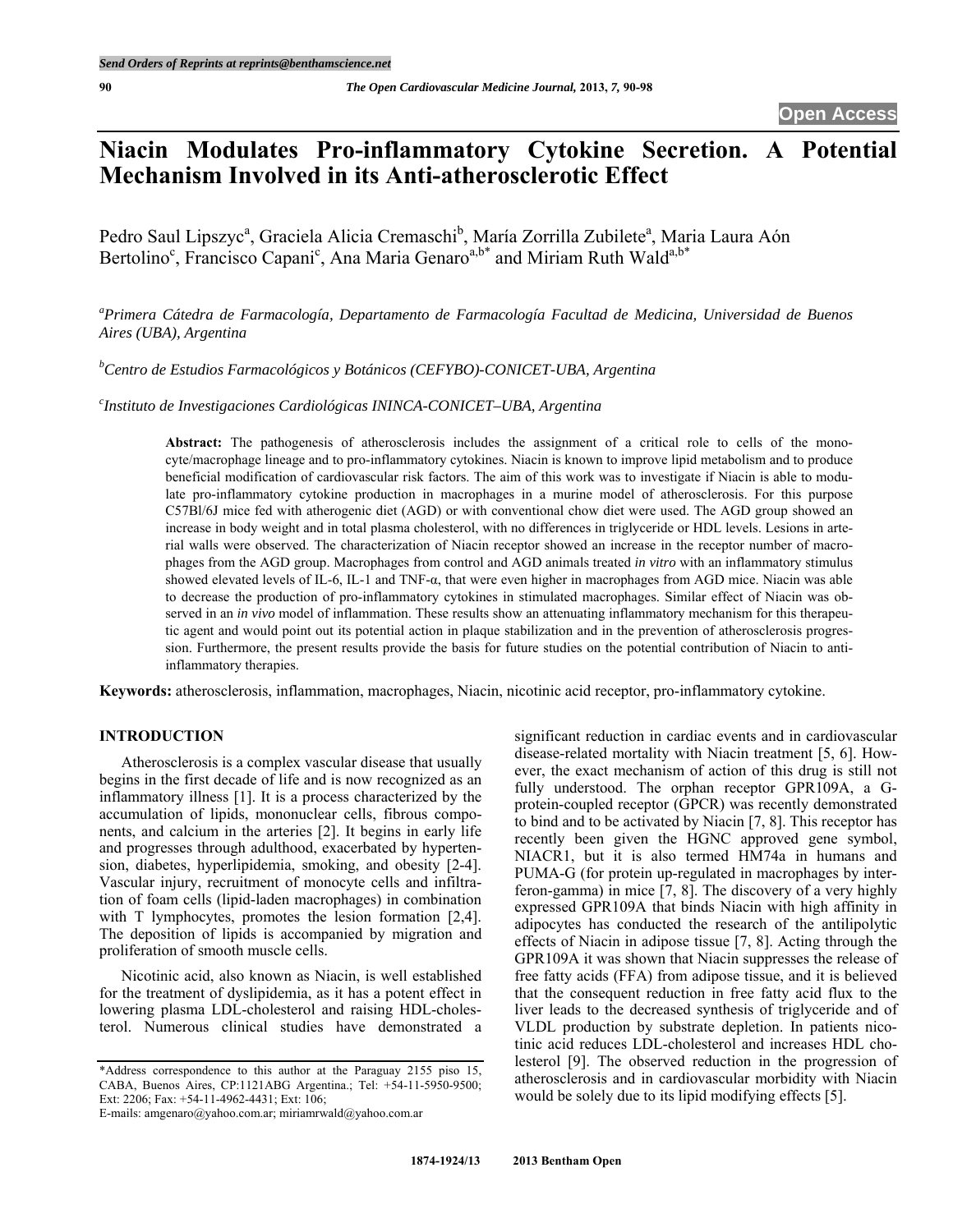# Niacin Modulates Pro-inflammatory Cytokine Secretion. A Potential Mechanism Involved in its Anti-atherosclerotic Effect

Pedro Saul Lipszyc[a], Graciela Alicia Cremaschi[b], María Zorrilla Zubilete[a], Maria Laura Aón Bertolino[c], Francisco Capani[c], Ana Maria Genaro[a,b*] and Miriam Ruth Wald[a,b*]

[a]*Primera Cátedra de Farmacología, Departamento de Farmacología Facultad de Medicina, Universidad de Buenos Aires (UBA), Argentina*

[b]*Centro de Estudios Farmacológicos y Botánicos (CEFYBO)-CONICET-UBA, Argentina*

[c]*Instituto de Investigaciones Cardiológicas ININCA-CONICET–UBA, Argentina*

**Abstract:** The pathogenesis of atherosclerosis includes the assignment of a critical role to cells of the monocyte/macrophage lineage and to pro-inflammatory cytokines. Niacin is known to improve lipid metabolism and to produce beneficial modification of cardiovascular risk factors. The aim of this work was to investigate if Niacin is able to modulate pro-inflammatory cytokine production in macrophages in a murine model of atherosclerosis. For this purpose C57Bl/6J mice fed with atherogenic diet (AGD) or with conventional chow diet were used. The AGD group showed an increase in body weight and in total plasma cholesterol, with no differences in triglyceride or HDL levels. Lesions in arterial walls were observed. The characterization of Niacin receptor showed an increase in the receptor number of macrophages from the AGD group. Macrophages from control and AGD animals treated *in vitro* with an inflammatory stimulus showed elevated levels of IL-6, IL-1 and TNF-α, that were even higher in macrophages from AGD mice. Niacin was able to decrease the production of pro-inflammatory cytokines in stimulated macrophages. Similar effect of Niacin was observed in an *in vivo* model of inflammation. These results show an attenuating inflammatory mechanism for this therapeutic agent and would point out its potential action in plaque stabilization and in the prevention of atherosclerosis progression. Furthermore, the present results provide the basis for future studies on the potential contribution of Niacin to anti-inflammatory therapies.

**Keywords:** atherosclerosis, inflammation, macrophages, Niacin, nicotinic acid receptor, pro-inflammatory cytokine.

## INTRODUCTION

Atherosclerosis is a complex vascular disease that usually begins in the first decade of life and is now recognized as an inflammatory illness [1]. It is a process characterized by the accumulation of lipids, mononuclear cells, fibrous components, and calcium in the arteries [2]. It begins in early life and progresses through adulthood, exacerbated by hypertension, diabetes, hyperlipidemia, smoking, and obesity [2-4]. Vascular injury, recruitment of monocyte cells and infiltration of foam cells (lipid-laden macrophages) in combination with T lymphocytes, promotes the lesion formation [2,4]. The deposition of lipids is accompanied by migration and proliferation of smooth muscle cells.

Nicotinic acid, also known as Niacin, is well established for the treatment of dyslipidemia, as it has a potent effect in lowering plasma LDL-cholesterol and raising HDL-cholesterol. Numerous clinical studies have demonstrated a significant reduction in cardiac events and in cardiovascular disease-related mortality with Niacin treatment [5, 6]. However, the exact mechanism of action of this drug is still not fully understood. The orphan receptor GPR109A, a G-protein-coupled receptor (GPCR) was recently demonstrated to bind and to be activated by Niacin [7, 8]. This receptor has recently been given the HGNC approved gene symbol, NIACR1, but it is also termed HM74a in humans and PUMA-G (for protein up-regulated in macrophages by interferon-gamma) in mice [7, 8]. The discovery of a very highly expressed GPR109A that binds Niacin with high affinity in adipocytes has conducted the research of the antilipolytic effects of Niacin in adipose tissue [7, 8]. Acting through the GPR109A it was shown that Niacin suppresses the release of free fatty acids (FFA) from adipose tissue, and it is believed that the consequent reduction in free fatty acid flux to the liver leads to the decreased synthesis of triglyceride and of VLDL production by substrate depletion. In patients nicotinic acid reduces LDL-cholesterol and increases HDL cholesterol [9]. The observed reduction in the progression of atherosclerosis and in cardiovascular morbidity with Niacin would be solely due to its lipid modifying effects [5].

*Address correspondence to this author at the Paraguay 2155 piso 15, CABA, Buenos Aires, CP:1121ABG Argentina.; Tel: +54-11-5950-9500; Ext: 2206; Fax: +54-11-4962-4431; Ext: 106;
E-mails: amgenaro@yahoo.com.ar; miriamrwald@yahoo.com.ar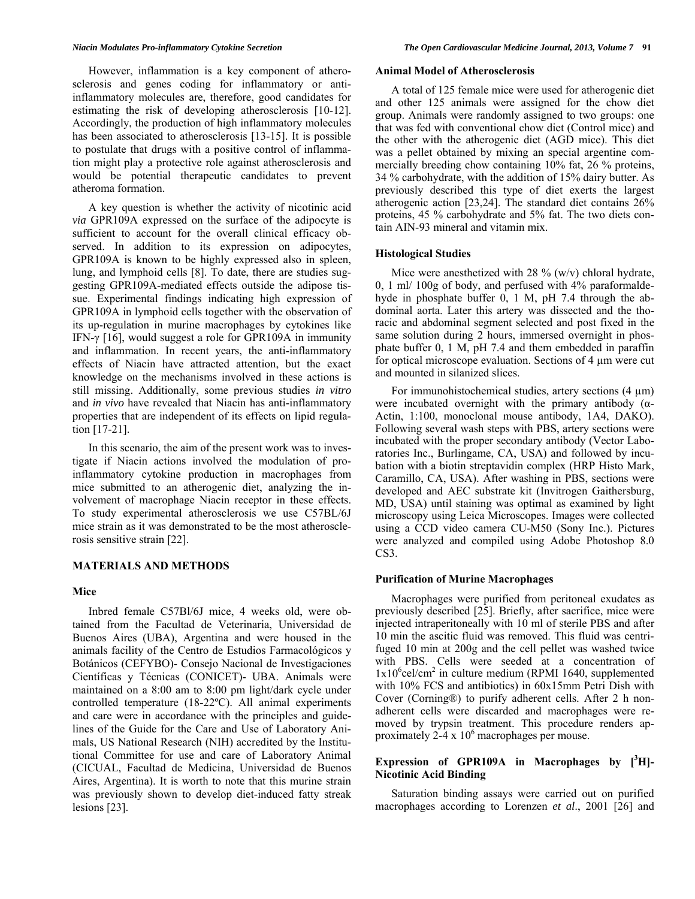However, inflammation is a key component of atherosclerosis and genes coding for inflammatory or anti-inflammatory molecules are, therefore, good candidates for estimating the risk of developing atherosclerosis [10-12]. Accordingly, the production of high inflammatory molecules has been associated to atherosclerosis [13-15]. It is possible to postulate that drugs with a positive control of inflammation might play a protective role against atherosclerosis and would be potential therapeutic candidates to prevent atheroma formation.

A key question is whether the activity of nicotinic acid *via* GPR109A expressed on the surface of the adipocyte is sufficient to account for the overall clinical efficacy observed. In addition to its expression on adipocytes, GPR109A is known to be highly expressed also in spleen, lung, and lymphoid cells [8]. To date, there are studies suggesting GPR109A-mediated effects outside the adipose tissue. Experimental findings indicating high expression of GPR109A in lymphoid cells together with the observation of its up-regulation in murine macrophages by cytokines like IFN-$\gamma$ [16], would suggest a role for GPR109A in immunity and inflammation. In recent years, the anti-inflammatory effects of Niacin have attracted attention, but the exact knowledge on the mechanisms involved in these actions is still missing. Additionally, some previous studies *in vitro* and *in vivo* have revealed that Niacin has anti-inflammatory properties that are independent of its effects on lipid regulation [17-21].

In this scenario, the aim of the present work was to investigate if Niacin actions involved the modulation of pro-inflammatory cytokine production in macrophages from mice submitted to an atherogenic diet, analyzing the involvement of macrophage Niacin receptor in these effects. To study experimental atherosclerosis we use C57BL/6J mice strain as it was demonstrated to be the most atherosclerosis sensitive strain [22].

## MATERIALS AND METHODS

### Mice

Inbred female C57Bl/6J mice, 4 weeks old, were obtained from the Facultad de Veterinaria, Universidad de Buenos Aires (UBA), Argentina and were housed in the animals facility of the Centro de Estudios Farmacológicos y Botánicos (CEFYBO)- Consejo Nacional de Investigaciones Científicas y Técnicas (CONICET)- UBA. Animals were maintained on a 8:00 am to 8:00 pm light/dark cycle under controlled temperature (18-22ºC). All animal experiments and care were in accordance with the principles and guidelines of the Guide for the Care and Use of Laboratory Animals, US National Research (NIH) accredited by the Institutional Committee for use and care of Laboratory Animal (CICUAL, Facultad de Medicina, Universidad de Buenos Aires, Argentina). It is worth to note that this murine strain was previously shown to develop diet-induced fatty streak lesions [23].

### Animal Model of Atherosclerosis

A total of 125 female mice were used for atherogenic diet and other 125 animals were assigned for the chow diet group. Animals were randomly assigned to two groups: one that was fed with conventional chow diet (Control mice) and the other with the atherogenic diet (AGD mice). This diet was a pellet obtained by mixing an special argentine commercially breeding chow containing 10% fat, 26 % proteins, 34 % carbohydrate, with the addition of 15% dairy butter. As previously described this type of diet exerts the largest atherogenic action [23,24]. The standard diet contains 26% proteins, 45 % carbohydrate and 5% fat. The two diets contain AIN-93 mineral and vitamin mix.

### Histological Studies

Mice were anesthetized with 28 % (w/v) chloral hydrate, 0, 1 ml/ 100g of body, and perfused with 4% paraformaldehyde in phosphate buffer 0, 1 M, pH 7.4 through the abdominal aorta. Later this artery was dissected and the thoracic and abdominal segment selected and post fixed in the same solution during 2 hours, immersed overnight in phosphate buffer 0, 1 M, pH 7.4 and them embedded in paraffin for optical microscope evaluation. Sections of 4 µm were cut and mounted in silanized slices.

For immunohistochemical studies, artery sections (4 µm) were incubated overnight with the primary antibody (α-Actin, 1:100, monoclonal mouse antibody, 1A4, DAKO). Following several wash steps with PBS, artery sections were incubated with the proper secondary antibody (Vector Laboratories Inc., Burlingame, CA, USA) and followed by incubation with a biotin streptavidin complex (HRP Histo Mark, Caramillo, CA, USA). After washing in PBS, sections were developed and AEC substrate kit (Invitrogen Gaithersburg, MD, USA) until staining was optimal as examined by light microscopy using Leica Microscopes. Images were collected using a CCD video camera CU-M50 (Sony Inc.). Pictures were analyzed and compiled using Adobe Photoshop 8.0 CS3.

### Purification of Murine Macrophages

Macrophages were purified from peritoneal exudates as previously described [25]. Briefly, after sacrifice, mice were injected intraperitoneally with 10 ml of sterile PBS and after 10 min the ascitic fluid was removed. This fluid was centrifuged 10 min at 200g and the cell pellet was washed twice with PBS. Cells were seeded at a concentration of $1x10^6$cel/cm$^2$ in culture medium (RPMI 1640, supplemented with 10% FCS and antibiotics) in 60x15mm Petri Dish with Cover (Corning®) to purify adherent cells. After 2 h non-adherent cells were discarded and macrophages were removed by trypsin treatment. This procedure renders approximately 2-4 x $10^6$ macrophages per mouse.

### Expression of GPR109A in Macrophages by [$^3$H]-Nicotinic Acid Binding

Saturation binding assays were carried out on purified macrophages according to Lorenzen *et al*., 2001 [26] and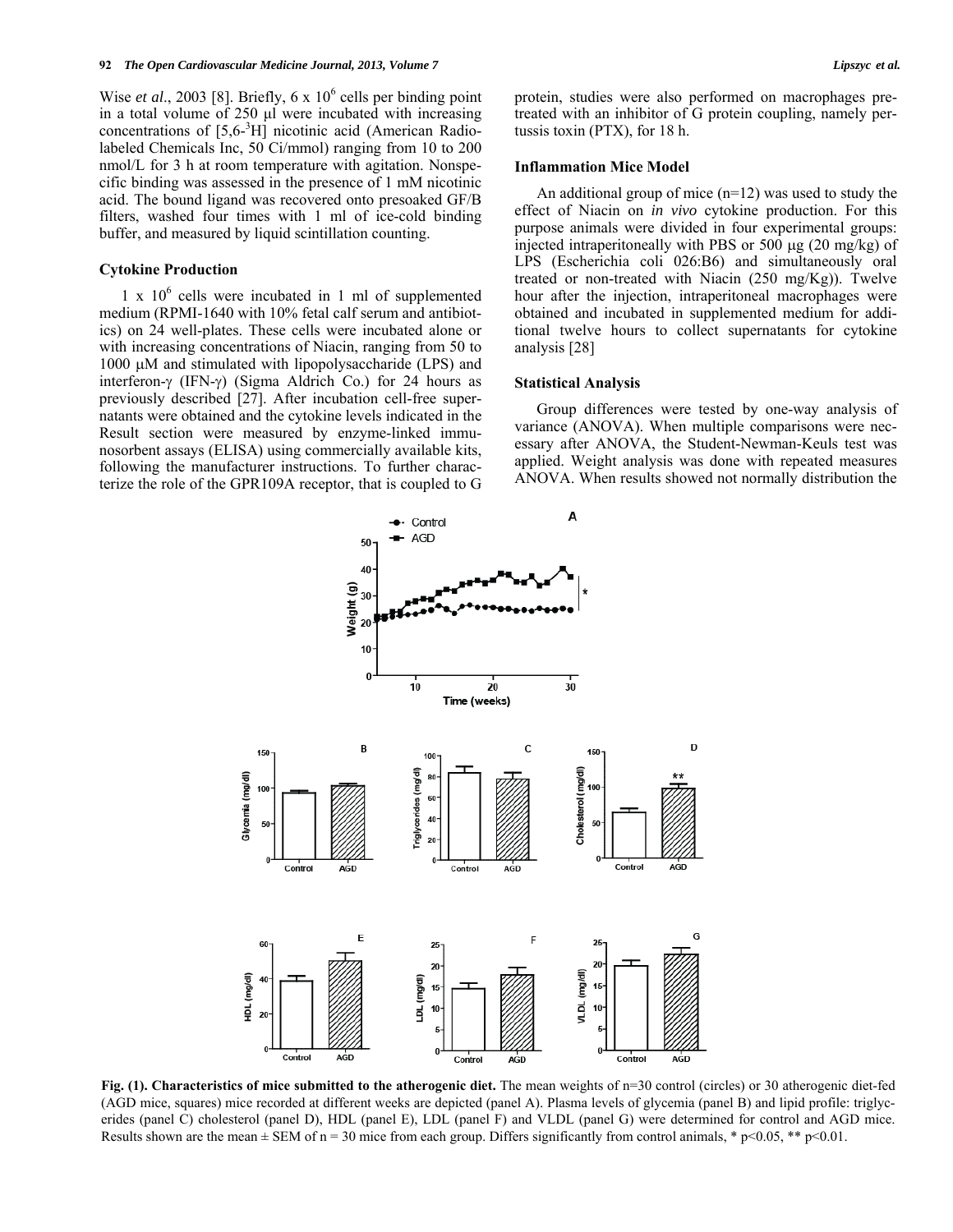Wise *et al*., 2003 [8]. Briefly, 6 x $10^6$ cells per binding point in a total volume of 250 µl were incubated with increasing concentrations of [5,6-$^3$H] nicotinic acid (American Radiolabeled Chemicals Inc, 50 Ci/mmol) ranging from 10 to 200 nmol/L for 3 h at room temperature with agitation. Nonspecific binding was assessed in the presence of 1 mM nicotinic acid. The bound ligand was recovered onto presoaked GF/B filters, washed four times with 1 ml of ice-cold binding buffer, and measured by liquid scintillation counting.

### Cytokine Production

1 x $10^6$ cells were incubated in 1 ml of supplemented medium (RPMI-1640 with 10% fetal calf serum and antibiotics) on 24 well-plates. These cells were incubated alone or with increasing concentrations of Niacin, ranging from 50 to 1000 µM and stimulated with lipopolysaccharide (LPS) and interferon-γ (IFN-γ) (Sigma Aldrich Co.) for 24 hours as previously described [27]. After incubation cell-free supernatants were obtained and the cytokine levels indicated in the Result section were measured by enzyme-linked immunosorbent assays (ELISA) using commercially available kits, following the manufacturer instructions. To further characterize the role of the GPR109A receptor, that is coupled to G protein, studies were also performed on macrophages pretreated with an inhibitor of G protein coupling, namely pertussis toxin (PTX), for 18 h.

### Inflammation Mice Model

An additional group of mice (n=12) was used to study the effect of Niacin on *in vivo* cytokine production. For this purpose animals were divided in four experimental groups: injected intraperitoneally with PBS or 500 µg (20 mg/kg) of LPS (Escherichia coli 026:B6) and simultaneously oral treated or non-treated with Niacin (250 mg/Kg)). Twelve hour after the injection, intraperitoneal macrophages were obtained and incubated in supplemented medium for additional twelve hours to collect supernatants for cytokine analysis [28]

### Statistical Analysis

Group differences were tested by one-way analysis of variance (ANOVA). When multiple comparisons were necessary after ANOVA, the Student-Newman-Keuls test was applied. Weight analysis was done with repeated measures ANOVA. When results showed not normally distribution the

**Fig. (1). Characteristics of mice submitted to the atherogenic diet.** The mean weights of n=30 control (circles) or 30 atherogenic diet-fed (AGD mice, squares) mice recorded at different weeks are depicted (panel A). Plasma levels of glycemia (panel B) and lipid profile: triglycerides (panel C) cholesterol (panel D), HDL (panel E), LDL (panel F) and VLDL (panel G) were determined for control and AGD mice. Results shown are the mean ± SEM of n = 30 mice from each group. Differs significantly from control animals, * $p<0.05$, ** $p<0.01$.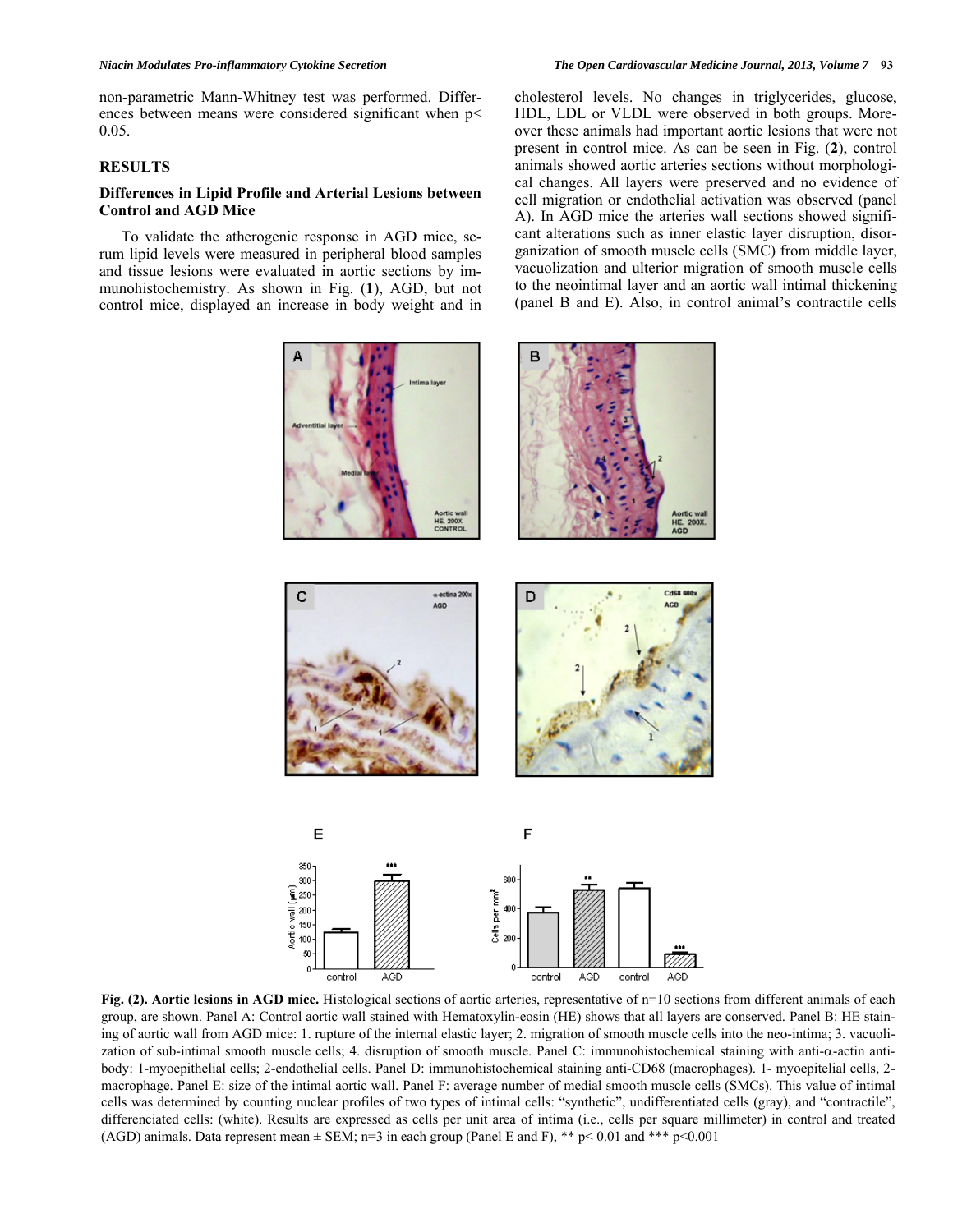non-parametric Mann-Whitney test was performed. Differences between means were considered significant when $p < 0.05$.

## RESULTS

### Differences in Lipid Profile and Arterial Lesions between Control and AGD Mice

To validate the atherogenic response in AGD mice, serum lipid levels were measured in peripheral blood samples and tissue lesions were evaluated in aortic sections by immunohistochemistry. As shown in Fig. (**1**), AGD, but not control mice, displayed an increase in body weight and in cholesterol levels. No changes in triglycerides, glucose, HDL, LDL or VLDL were observed in both groups. Moreover these animals had important aortic lesions that were not present in control mice. As can be seen in Fig. (**2**), control animals showed aortic arteries sections without morphological changes. All layers were preserved and no evidence of cell migration or endothelial activation was observed (panel A). In AGD mice the arteries wall sections showed significant alterations such as inner elastic layer disruption, disorganization of smooth muscle cells (SMC) from middle layer, vacuolization and ulterior migration of smooth muscle cells to the neointimal layer and an aortic wall intimal thickening (panel B and E). Also, in control animal's contractile cells

**Fig. (2). Aortic lesions in AGD mice.** Histological sections of aortic arteries, representative of n=10 sections from different animals of each group, are shown. Panel A: Control aortic wall stained with Hematoxylin-eosin (HE) shows that all layers are conserved. Panel B: HE staining of aortic wall from AGD mice: 1. rupture of the internal elastic layer; 2. migration of smooth muscle cells into the neo-intima; 3. vacuolization of sub-intimal smooth muscle cells; 4. disruption of smooth muscle. Panel C: immunohistochemical staining with anti-α-actin antibody: 1-myoepithelial cells; 2-endothelial cells. Panel D: immunohistochemical staining anti-CD68 (macrophages). 1- myoepitelial cells, 2-macrophage. Panel E: size of the intimal aortic wall. Panel F: average number of medial smooth muscle cells (SMCs). This value of intimal cells was determined by counting nuclear profiles of two types of intimal cells: "synthetic", undifferentiated cells (gray), and "contractile", differenciated cells: (white). Results are expressed as cells per unit area of intima (i.e., cells per square millimeter) in control and treated (AGD) animals. Data represent mean ± SEM; n=3 in each group (Panel E and F), ** $p < 0.01$ and *** $p<0.001$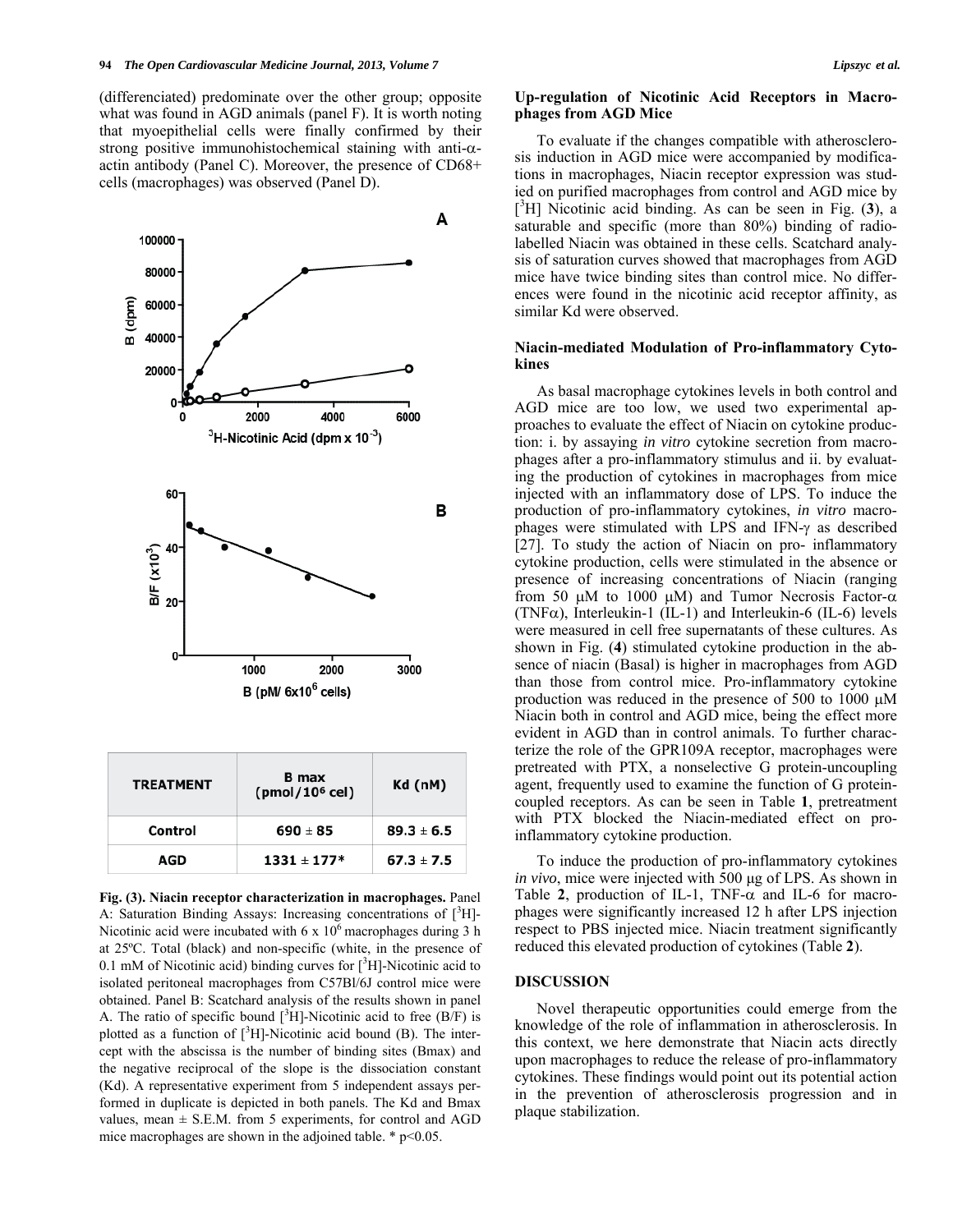(differenciated) predominate over the other group; opposite what was found in AGD animals (panel F). It is worth noting that myoepithelial cells were finally confirmed by their strong positive immunohistochemical staining with anti-α-actin antibody (Panel C). Moreover, the presence of CD68+ cells (macrophages) was observed (Panel D).

| TREATMENT | B max (pmol/10⁶ cel) | Kd (nM) |
|---|---|---|
| Control | 690 ± 85 | 89.3 ± 6.5 |
| AGD | 1331 ± 177* | 67.3 ± 7.5 |

**Fig. (3). Niacin receptor characterization in macrophages.** Panel A: Saturation Binding Assays: Increasing concentrations of [$^3$H]-Nicotinic acid were incubated with 6 x $10^6$ macrophages during 3 h at 25ºC. Total (black) and non-specific (white, in the presence of 0.1 mM of Nicotinic acid) binding curves for [$^3$H]-Nicotinic acid to isolated peritoneal macrophages from C57Bl/6J control mice were obtained. Panel B: Scatchard analysis of the results shown in panel A. The ratio of specific bound [$^3$H]-Nicotinic acid to free (B/F) is plotted as a function of [$^3$H]-Nicotinic acid bound (B). The intercept with the abscissa is the number of binding sites (Bmax) and the negative reciprocal of the slope is the dissociation constant (Kd). A representative experiment from 5 independent assays performed in duplicate is depicted in both panels. The Kd and Bmax values, mean ± S.E.M. from 5 experiments, for control and AGD mice macrophages are shown in the adjoined table. * $p<0.05$.

### Up-regulation of Nicotinic Acid Receptors in Macrophages from AGD Mice

To evaluate if the changes compatible with atherosclerosis induction in AGD mice were accompanied by modifications in macrophages, Niacin receptor expression was studied on purified macrophages from control and AGD mice by [$^3$H] Nicotinic acid binding. As can be seen in Fig. (**3**), a saturable and specific (more than 80%) binding of radiolabelled Niacin was obtained in these cells. Scatchard analysis of saturation curves showed that macrophages from AGD mice have twice binding sites than control mice. No differences were found in the nicotinic acid receptor affinity, as similar Kd were observed.

### Niacin-mediated Modulation of Pro-inflammatory Cytokines

As basal macrophage cytokines levels in both control and AGD mice are too low, we used two experimental approaches to evaluate the effect of Niacin on cytokine production: i. by assaying *in vitro* cytokine secretion from macrophages after a pro-inflammatory stimulus and ii. by evaluating the production of cytokines in macrophages from mice injected with an inflammatory dose of LPS. To induce the production of pro-inflammatory cytokines, *in vitro* macrophages were stimulated with LPS and IFN-γ as described [27]. To study the action of Niacin on pro- inflammatory cytokine production, cells were stimulated in the absence or presence of increasing concentrations of Niacin (ranging from 50 μM to 1000 μM) and Tumor Necrosis Factor-α (TNFα), Interleukin-1 (IL-1) and Interleukin-6 (IL-6) levels were measured in cell free supernatants of these cultures. As shown in Fig. (**4**) stimulated cytokine production in the absence of niacin (Basal) is higher in macrophages from AGD than those from control mice. Pro-inflammatory cytokine production was reduced in the presence of 500 to 1000 μM Niacin both in control and AGD mice, being the effect more evident in AGD than in control animals. To further characterize the role of the GPR109A receptor, macrophages were pretreated with PTX, a nonselective G protein-uncoupling agent, frequently used to examine the function of G protein-coupled receptors. As can be seen in Table **1**, pretreatment with PTX blocked the Niacin-mediated effect on pro-inflammatory cytokine production.

To induce the production of pro-inflammatory cytokines *in vivo*, mice were injected with 500 μg of LPS. As shown in Table **2**, production of IL-1, TNF-α and IL-6 for macrophages were significantly increased 12 h after LPS injection respect to PBS injected mice. Niacin treatment significantly reduced this elevated production of cytokines (Table **2**).

## DISCUSSION

Novel therapeutic opportunities could emerge from the knowledge of the role of inflammation in atherosclerosis. In this context, we here demonstrate that Niacin acts directly upon macrophages to reduce the release of pro-inflammatory cytokines. These findings would point out its potential action in the prevention of atherosclerosis progression and in plaque stabilization.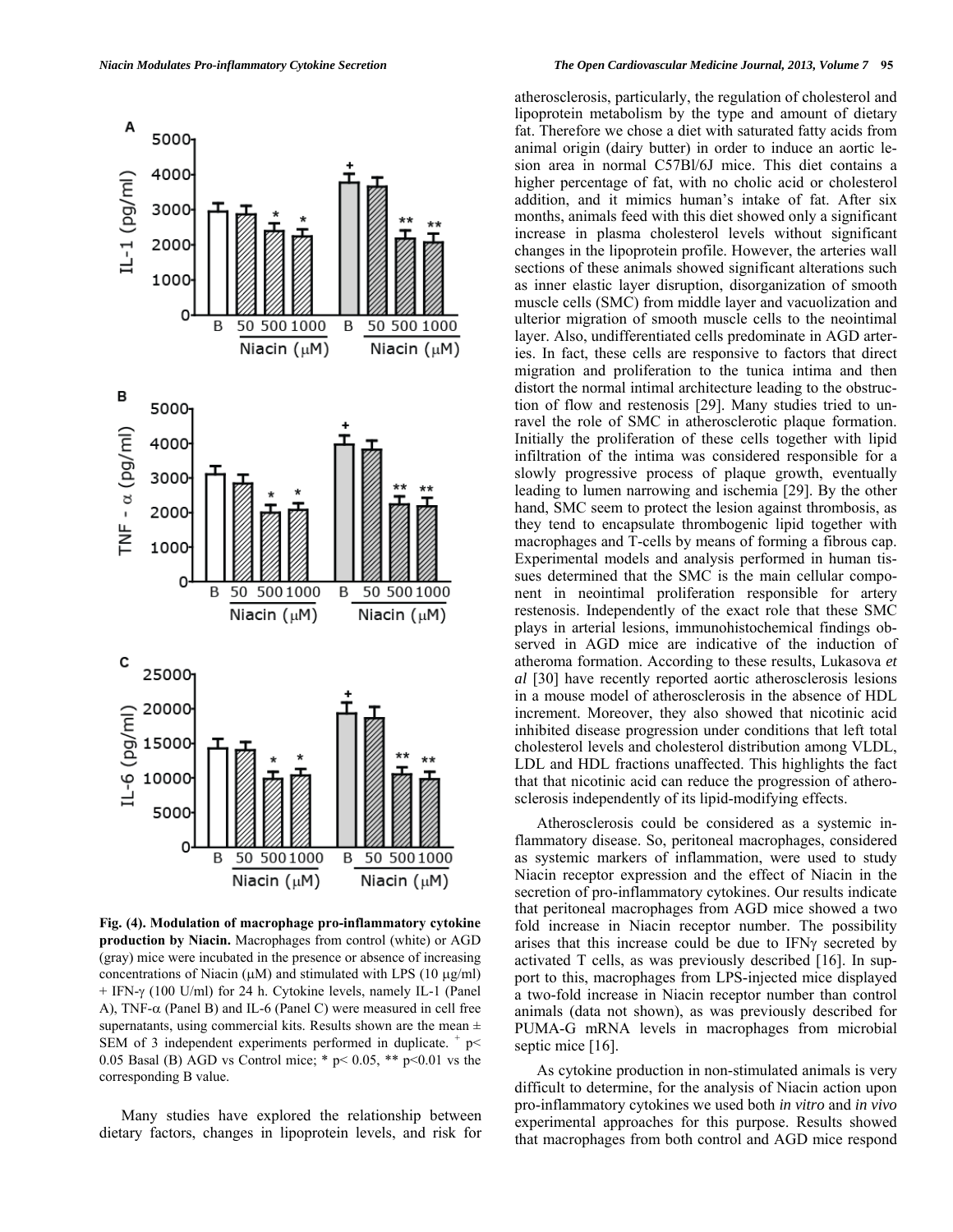**Fig. (4). Modulation of macrophage pro-inflammatory cytokine production by Niacin.** Macrophages from control (white) or AGD (gray) mice were incubated in the presence or absence of increasing concentrations of Niacin (μM) and stimulated with LPS (10 μg/ml) + IFN-γ (100 U/ml) for 24 h. Cytokine levels, namely IL-1 (Panel A), TNF-α (Panel B) and IL-6 (Panel C) were measured in cell free supernatants, using commercial kits. Results shown are the mean ± SEM of 3 independent experiments performed in duplicate. + $p < 0.05$ Basal (B) AGD vs Control mice; * $p < 0.05$, ** $p < 0.01$ vs the corresponding B value.

Many studies have explored the relationship between dietary factors, changes in lipoprotein levels, and risk for atherosclerosis, particularly, the regulation of cholesterol and lipoprotein metabolism by the type and amount of dietary fat. Therefore we chose a diet with saturated fatty acids from animal origin (dairy butter) in order to induce an aortic lesion area in normal C57Bl/6J mice. This diet contains a higher percentage of fat, with no cholic acid or cholesterol addition, and it mimics human's intake of fat. After six months, animals feed with this diet showed only a significant increase in plasma cholesterol levels without significant changes in the lipoprotein profile. However, the arteries wall sections of these animals showed significant alterations such as inner elastic layer disruption, disorganization of smooth muscle cells (SMC) from middle layer and vacuolization and ulterior migration of smooth muscle cells to the neointimal layer. Also, undifferentiated cells predominate in AGD arteries. In fact, these cells are responsive to factors that direct migration and proliferation to the tunica intima and then distort the normal intimal architecture leading to the obstruction of flow and restenosis [29]. Many studies tried to unravel the role of SMC in atherosclerotic plaque formation. Initially the proliferation of these cells together with lipid infiltration of the intima was considered responsible for a slowly progressive process of plaque growth, eventually leading to lumen narrowing and ischemia [29]. By the other hand, SMC seem to protect the lesion against thrombosis, as they tend to encapsulate thrombogenic lipid together with macrophages and T-cells by means of forming a fibrous cap. Experimental models and analysis performed in human tissues determined that the SMC is the main cellular component in neointimal proliferation responsible for artery restenosis. Independently of the exact role that these SMC plays in arterial lesions, immunohistochemical findings observed in AGD mice are indicative of the induction of atheroma formation. According to these results, Lukasova *et al* [30] have recently reported aortic atherosclerosis lesions in a mouse model of atherosclerosis in the absence of HDL increment. Moreover, they also showed that nicotinic acid inhibited disease progression under conditions that left total cholesterol levels and cholesterol distribution among VLDL, LDL and HDL fractions unaffected. This highlights the fact that that nicotinic acid can reduce the progression of atherosclerosis independently of its lipid-modifying effects.

Atherosclerosis could be considered as a systemic inflammatory disease. So, peritoneal macrophages, considered as systemic markers of inflammation, were used to study Niacin receptor expression and the effect of Niacin in the secretion of pro-inflammatory cytokines. Our results indicate that peritoneal macrophages from AGD mice showed a two fold increase in Niacin receptor number. The possibility arises that this increase could be due to IFNγ secreted by activated T cells, as was previously described [16]. In support to this, macrophages from LPS-injected mice displayed a two-fold increase in Niacin receptor number than control animals (data not shown), as was previously described for PUMA-G mRNA levels in macrophages from microbial septic mice [16].

As cytokine production in non-stimulated animals is very difficult to determine, for the analysis of Niacin action upon pro-inflammatory cytokines we used both *in vitro* and *in vivo* experimental approaches for this purpose. Results showed that macrophages from both control and AGD mice respond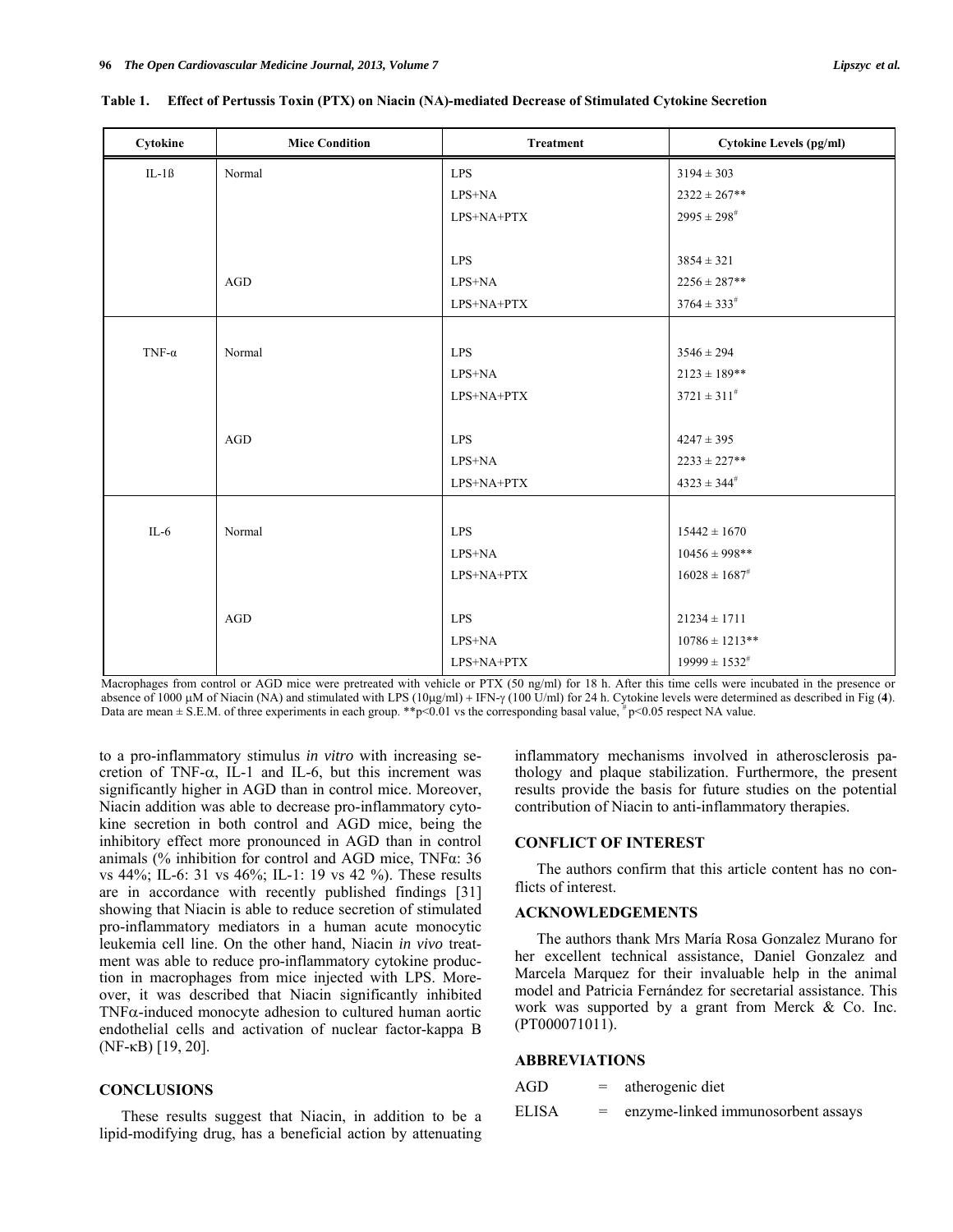**Table 1. Effect of Pertussis Toxin (PTX) on Niacin (NA)-mediated Decrease of Stimulated Cytokine Secretion**

| Cytokine | Mice Condition | Treatment | Cytokine Levels (pg/ml) |
|---|---|---|---|
| IL-1ß | Normal | LPS | 3194 ± 303 |
| | | LPS+NA | 2322 ± 267** |
| | | LPS+NA+PTX | 2995 ± 298# |
| | AGD | LPS | 3854 ± 321 |
| | | LPS+NA | 2256 ± 287** |
| | | LPS+NA+PTX | 3764 ± 333# |
| TNF-α | Normal | LPS | 3546 ± 294 |
| | | LPS+NA | 2123 ± 189** |
| | | LPS+NA+PTX | 3721 ± 311# |
| | AGD | LPS | 4247 ± 395 |
| | | LPS+NA | 2233 ± 227** |
| | | LPS+NA+PTX | 4323 ± 344# |
| IL-6 | Normal | LPS | 15442 ± 1670 |
| | | LPS+NA | 10456 ± 998** |
| | | LPS+NA+PTX | 16028 ± 1687# |
| | AGD | LPS | 21234 ± 1711 |
| | | LPS+NA | 10786 ± 1213** |
| | | LPS+NA+PTX | 19999 ± 1532# |

Macrophages from control or AGD mice were pretreated with vehicle or PTX (50 ng/ml) for 18 h. After this time cells were incubated in the presence or absence of 1000 μM of Niacin (NA) and stimulated with LPS (10μg/ml) + IFN-γ (100 U/ml) for 24 h. Cytokine levels were determined as described in Fig (**4**). Data are mean ± S.E.M. of three experiments in each group. **$p<0.01$ vs the corresponding basal value, # $p<0.05$ respect NA value.

to a pro-inflammatory stimulus *in vitro* with increasing secretion of TNF-α, IL-1 and IL-6, but this increment was significantly higher in AGD than in control mice. Moreover, Niacin addition was able to decrease pro-inflammatory cytokine secretion in both control and AGD mice, being the inhibitory effect more pronounced in AGD than in control animals (% inhibition for control and AGD mice, TNFα: 36 vs 44%; IL-6: 31 vs 46%; IL-1: 19 vs 42 %). These results are in accordance with recently published findings [31] showing that Niacin is able to reduce secretion of stimulated pro-inflammatory mediators in a human acute monocytic leukemia cell line. On the other hand, Niacin *in vivo* treatment was able to reduce pro-inflammatory cytokine production in macrophages from mice injected with LPS. Moreover, it was described that Niacin significantly inhibited TNFα-induced monocyte adhesion to cultured human aortic endothelial cells and activation of nuclear factor-kappa B (NF-κB) [19, 20].

## CONCLUSIONS

These results suggest that Niacin, in addition to be a lipid-modifying drug, has a beneficial action by attenuating inflammatory mechanisms involved in atherosclerosis pathology and plaque stabilization. Furthermore, the present results provide the basis for future studies on the potential contribution of Niacin to anti-inflammatory therapies.

## CONFLICT OF INTEREST

The authors confirm that this article content has no conflicts of interest.

## ACKNOWLEDGEMENTS

The authors thank Mrs María Rosa Gonzalez Murano for her excellent technical assistance, Daniel Gonzalez and Marcela Marquez for their invaluable help in the animal model and Patricia Fernández for secretarial assistance. This work was supported by a grant from Merck & Co. Inc. (PT000071011).

## ABBREVIATIONS

AGD = atherogenic diet

ELISA = enzyme-linked immunosorbent assays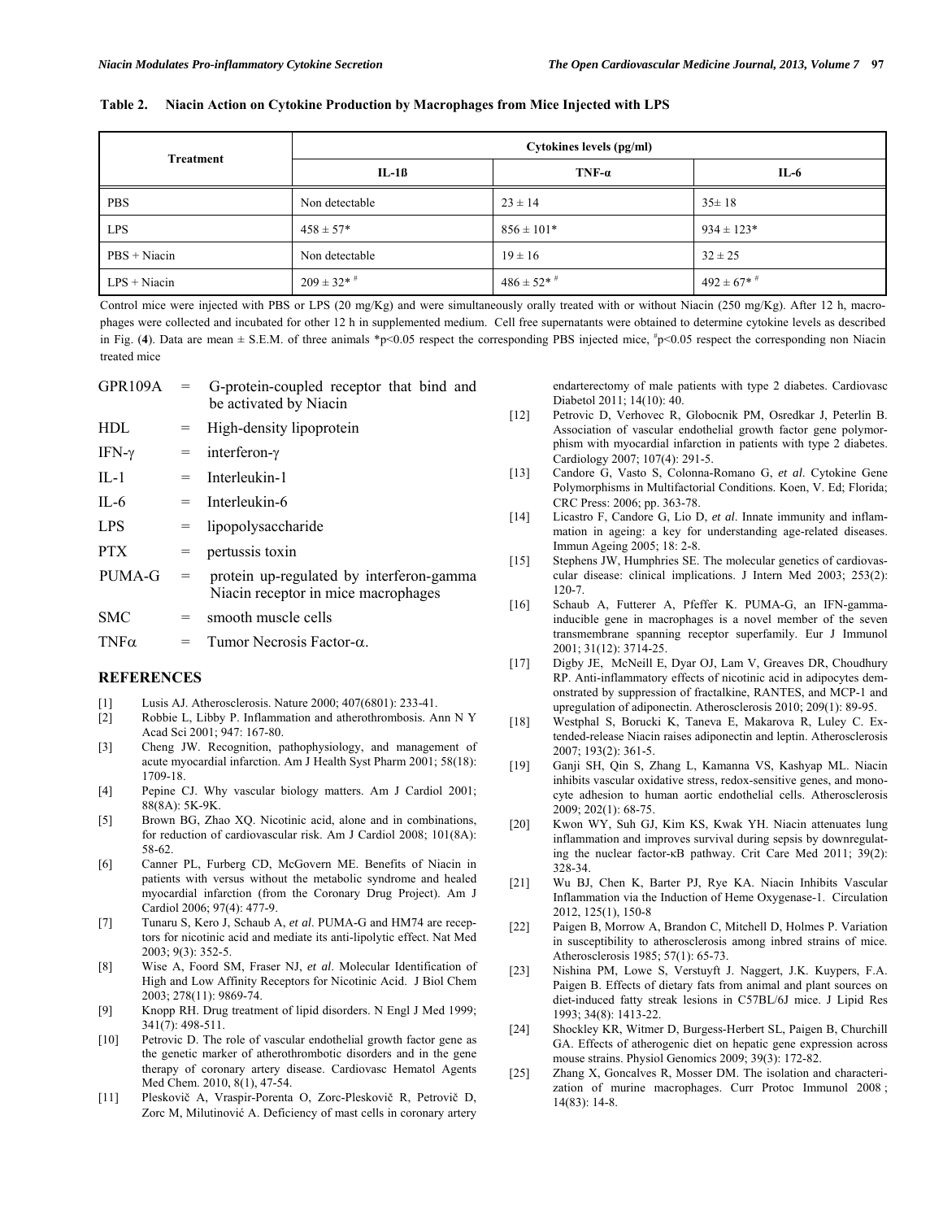**Table 2. Niacin Action on Cytokine Production by Macrophages from Mice Injected with LPS**

| Treatment | Cytokines levels (pg/ml) | | |
|---|---|---|---|
| | IL-1ß | TNF-α | IL-6 |
| PBS | Non detectable | 23 ± 14 | 35± 18 |
| LPS | 458 ± 57* | 856 ± 101* | 934 ± 123* |
| PBS + Niacin | Non detectable | 19 ± 16 | 32 ± 25 |
| LPS + Niacin | 209 ± 32* # | 486 ± 52* # | 492 ± 67* # |

Control mice were injected with PBS or LPS (20 mg/Kg) and were simultaneously orally treated with or without Niacin (250 mg/Kg). After 12 h, macrophages were collected and incubated for other 12 h in supplemented medium. Cell free supernatants were obtained to determine cytokine levels as described in Fig. (**4**). Data are mean ± S.E.M. of three animals *p<0.05 respect the corresponding PBS injected mice, #p<0.05 respect the corresponding non Niacin treated mice

GPR109A = G-protein-coupled receptor that bind and be activated by Niacin
HDL = High-density lipoprotein
IFN-γ = interferon-γ
IL-1 = Interleukin-1
IL-6 = Interleukin-6
LPS = lipopolysaccharide
PTX = pertussis toxin
PUMA-G = protein up-regulated by interferon-gamma Niacin receptor in mice macrophages
SMC = smooth muscle cells
TNFα = Tumor Necrosis Factor-α.

## REFERENCES

[1] Lusis AJ. Atherosclerosis. Nature 2000; 407(6801): 233-41.
[2] Robbie L, Libby P. Inflammation and atherothrombosis. Ann N Y Acad Sci 2001; 947: 167-80.
[3] Cheng JW. Recognition, pathophysiology, and management of acute myocardial infarction. Am J Health Syst Pharm 2001; 58(18): 1709-18.
[4] Pepine CJ. Why vascular biology matters. Am J Cardiol 2001; 88(8A): 5K-9K.
[5] Brown BG, Zhao XQ. Nicotinic acid, alone and in combinations, for reduction of cardiovascular risk. Am J Cardiol 2008; 101(8A): 58-62.
[6] Canner PL, Furberg CD, McGovern ME. Benefits of Niacin in patients with versus without the metabolic syndrome and healed myocardial infarction (from the Coronary Drug Project). Am J Cardiol 2006; 97(4): 477-9.
[7] Tunaru S, Kero J, Schaub A, *et al*. PUMA-G and HM74 are receptors for nicotinic acid and mediate its anti-lipolytic effect. Nat Med 2003; 9(3): 352-5.
[8] Wise A, Foord SM, Fraser NJ, *et al*. Molecular Identification of High and Low Affinity Receptors for Nicotinic Acid. J Biol Chem 2003; 278(11): 9869-74.
[9] Knopp RH. Drug treatment of lipid disorders. N Engl J Med 1999; 341(7): 498-511.
[10] Petrovic D. The role of vascular endothelial growth factor gene as the genetic marker of atherothrombotic disorders and in the gene therapy of coronary artery disease. Cardiovasc Hematol Agents Med Chem. 2010, 8(1), 47-54.
[11] Pleskovič A, Vraspir-Porenta O, Zorc-Pleskovič R, Petrovič D, Zorc M, Milutinović A. Deficiency of mast cells in coronary artery endarterectomy of male patients with type 2 diabetes. Cardiovasc Diabetol 2011; 14(10): 40.
[12] Petrovic D, Verhovec R, Globocnik PM, Osredkar J, Peterlin B. Association of vascular endothelial growth factor gene polymorphism with myocardial infarction in patients with type 2 diabetes. Cardiology 2007; 107(4): 291-5.
[13] Candore G, Vasto S, Colonna-Romano G, *et al*. Cytokine Gene Polymorphisms in Multifactorial Conditions. Koen, V. Ed; Florida; CRC Press: 2006; pp. 363-78.
[14] Licastro F, Candore G, Lio D, *et al*. Innate immunity and inflammation in ageing: a key for understanding age-related diseases. Immun Ageing 2005; 18: 2-8.
[15] Stephens JW, Humphries SE. The molecular genetics of cardiovascular disease: clinical implications. J Intern Med 2003; 253(2): 120-7.
[16] Schaub A, Futterer A, Pfeffer K. PUMA-G, an IFN-gamma-inducible gene in macrophages is a novel member of the seven transmembrane spanning receptor superfamily. Eur J Immunol 2001; 31(12): 3714-25.
[17] Digby JE, McNeill E, Dyar OJ, Lam V, Greaves DR, Choudhury RP. Anti-inflammatory effects of nicotinic acid in adipocytes demonstrated by suppression of fractalkine, RANTES, and MCP-1 and upregulation of adiponectin. Atherosclerosis 2010; 209(1): 89-95.
[18] Westphal S, Borucki K, Taneva E, Makarova R, Luley C. Extended-release Niacin raises adiponectin and leptin. Atherosclerosis 2007; 193(2): 361-5.
[19] Ganji SH, Qin S, Zhang L, Kamanna VS, Kashyap ML. Niacin inhibits vascular oxidative stress, redox-sensitive genes, and monocyte adhesion to human aortic endothelial cells. Atherosclerosis 2009; 202(1): 68-75.
[20] Kwon WY, Suh GJ, Kim KS, Kwak YH. Niacin attenuates lung inflammation and improves survival during sepsis by downregulating the nuclear factor-κB pathway. Crit Care Med 2011; 39(2): 328-34.
[21] Wu BJ, Chen K, Barter PJ, Rye KA. Niacin Inhibits Vascular Inflammation via the Induction of Heme Oxygenase-1. Circulation 2012, 125(1), 150-8
[22] Paigen B, Morrow A, Brandon C, Mitchell D, Holmes P. Variation in susceptibility to atherosclerosis among inbred strains of mice. Atherosclerosis 1985; 57(1): 65-73.
[23] Nishina PM, Lowe S, Verstuyft J. Naggert, J.K. Kuypers, F.A. Paigen B. Effects of dietary fats from animal and plant sources on diet-induced fatty streak lesions in C57BL/6J mice. J Lipid Res 1993; 34(8): 1413-22.
[24] Shockley KR, Witmer D, Burgess-Herbert SL, Paigen B, Churchill GA. Effects of atherogenic diet on hepatic gene expression across mouse strains. Physiol Genomics 2009; 39(3): 172-82.
[25] Zhang X, Goncalves R, Mosser DM. The isolation and characterization of murine macrophages. Curr Protoc Immunol 2008 ; 14(83): 14-8.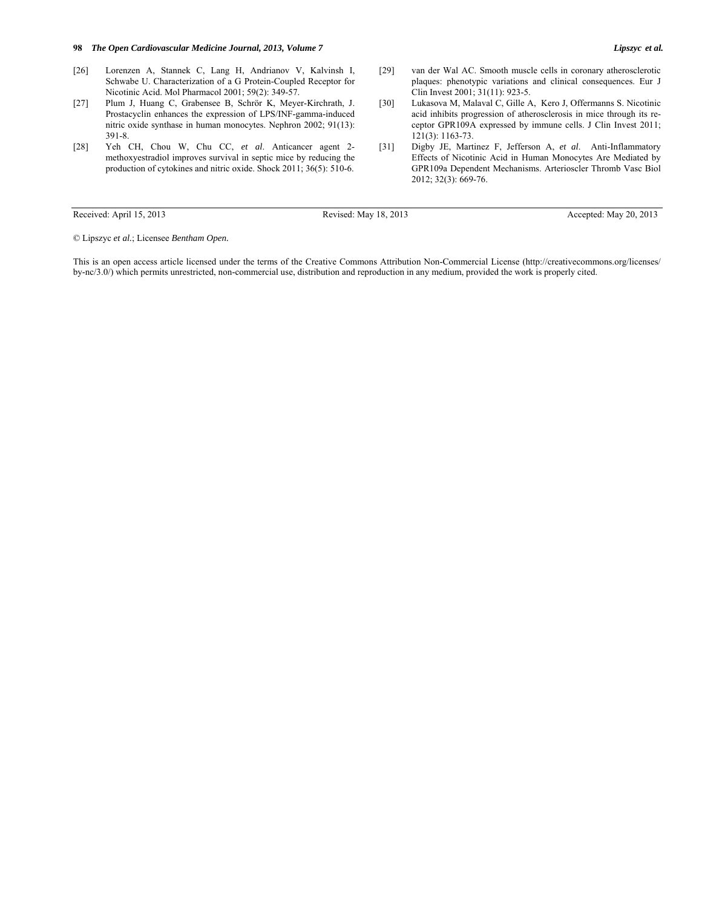[26] Lorenzen A, Stannek C, Lang H, Andrianov V, Kalvinsh I, Schwabe U. Characterization of a G Protein-Coupled Receptor for Nicotinic Acid. Mol Pharmacol 2001; 59(2): 349-57.

[27] Plum J, Huang C, Grabensee B, Schrör K, Meyer-Kirchrath, J. Prostacyclin enhances the expression of LPS/INF-gamma-induced nitric oxide synthase in human monocytes. Nephron 2002; 91(13): 391-8.

[28] Yeh CH, Chou W, Chu CC, *et al*. Anticancer agent 2-methoxyestradiol improves survival in septic mice by reducing the production of cytokines and nitric oxide. Shock 2011; 36(5): 510-6.

[29] van der Wal AC. Smooth muscle cells in coronary atherosclerotic plaques: phenotypic variations and clinical consequences. Eur J Clin Invest 2001; 31(11): 923-5.

[30] Lukasova M, Malaval C, Gille A, Kero J, Offermanns S. Nicotinic acid inhibits progression of atherosclerosis in mice through its receptor GPR109A expressed by immune cells. J Clin Invest 2011; 121(3): 1163-73.

[31] Digby JE, Martinez F, Jefferson A, *et al*. Anti-Inflammatory Effects of Nicotinic Acid in Human Monocytes Are Mediated by GPR109a Dependent Mechanisms. Arterioscler Thromb Vasc Biol 2012; 32(3): 669-76.

Received: April 15, 2013 Revised: May 18, 2013 Accepted: May 20, 2013

© Lipszyc *et al.*; Licensee *Bentham Open.*

This is an open access article licensed under the terms of the Creative Commons Attribution Non-Commercial License (http://creativecommons.org/licenses/by-nc/3.0/) which permits unrestricted, non-commercial use, distribution and reproduction in any medium, provided the work is properly cited.